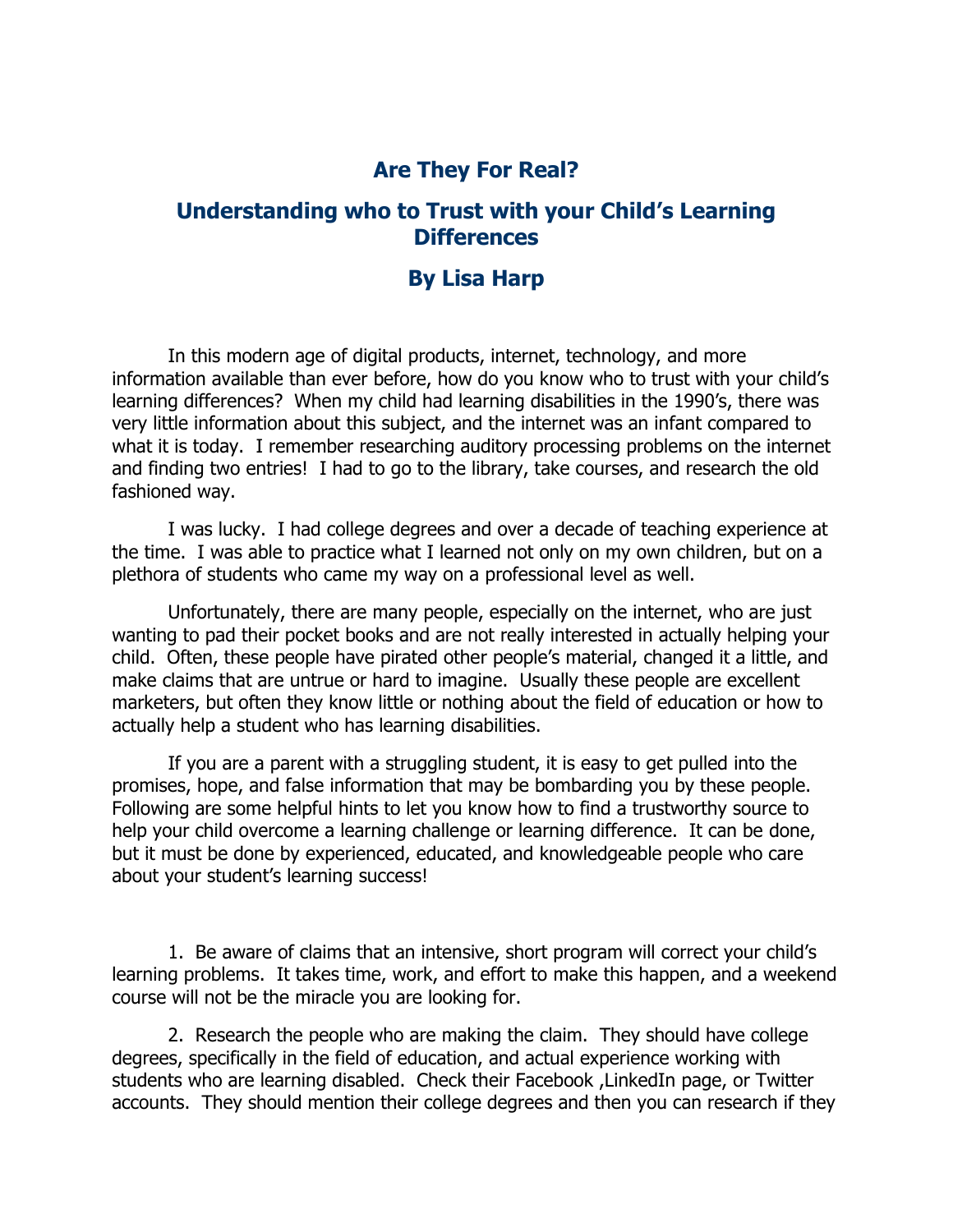# Are They For Real?

## Understanding who to Trust with your Child's Learning Differences

## By Lisa Harp

In this modern age of digital products, internet, technology, and more information available than ever before, how do you know who to trust with your child's learning differences? When my child had learning disabilities in the 1990's, there was very little information about this subject, and the internet was an infant compared to what it is today. I remember researching auditory processing problems on the internet and finding two entries! I had to go to the library, take courses, and research the old fashioned way.

I was lucky. I had college degrees and over a decade of teaching experience at the time. I was able to practice what I learned not only on my own children, but on a plethora of students who came my way on a professional level as well.

Unfortunately, there are many people, especially on the internet, who are just wanting to pad their pocket books and are not really interested in actually helping your child. Often, these people have pirated other people's material, changed it a little, and make claims that are untrue or hard to imagine. Usually these people are excellent marketers, but often they know little or nothing about the field of education or how to actually help a student who has learning disabilities.

If you are a parent with a struggling student, it is easy to get pulled into the promises, hope, and false information that may be bombarding you by these people. Following are some helpful hints to let you know how to find a trustworthy source to help your child overcome a learning challenge or learning difference. It can be done, but it must be done by experienced, educated, and knowledgeable people who care about your student's learning success!

1. Be aware of claims that an intensive, short program will correct your child's learning problems. It takes time, work, and effort to make this happen, and a weekend course will not be the miracle you are looking for.

2. Research the people who are making the claim. They should have college degrees, specifically in the field of education, and actual experience working with students who are learning disabled. Check their Facebook ,LinkedIn page, or Twitter accounts. They should mention their college degrees and then you can research if they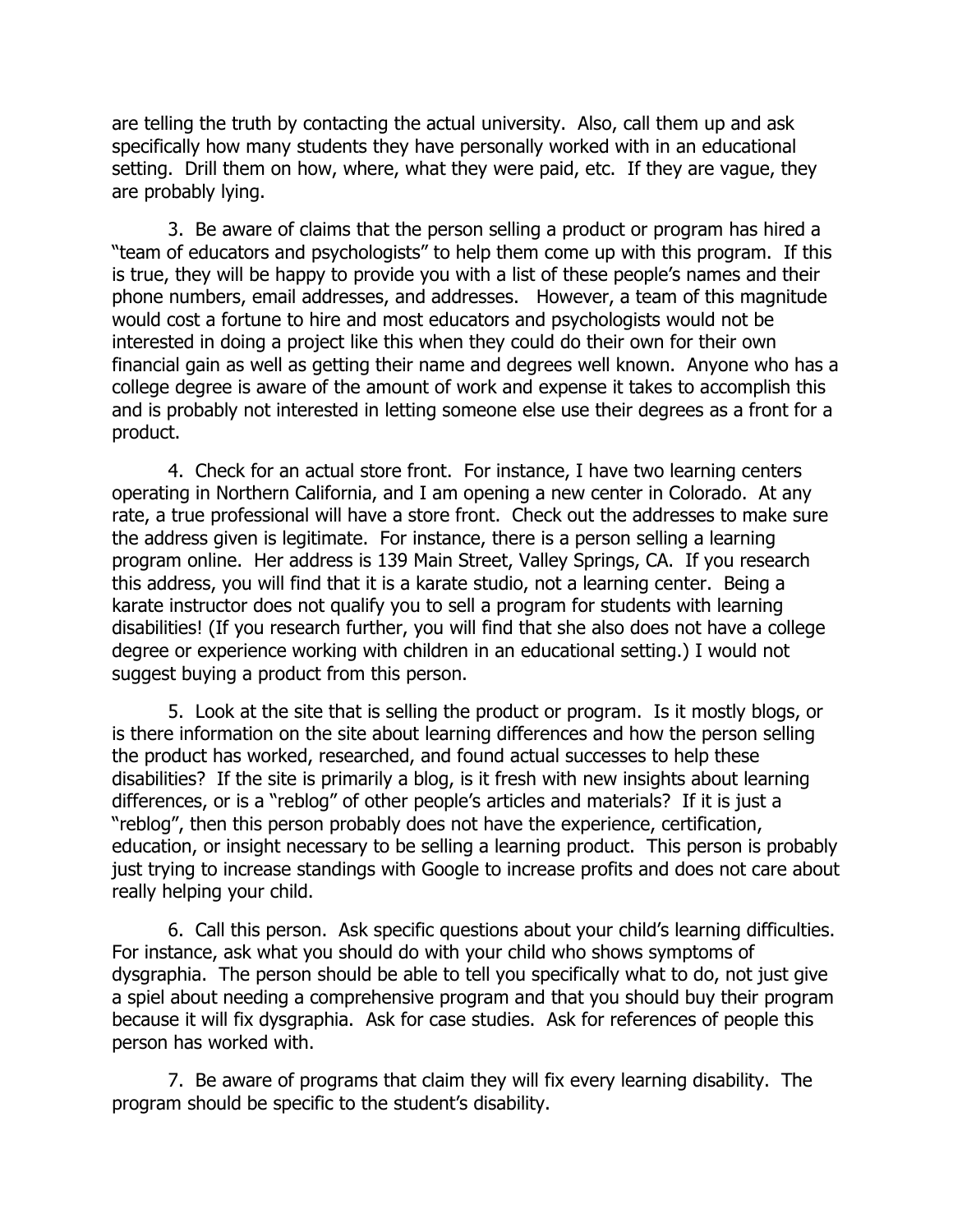are telling the truth by contacting the actual university. Also, call them up and ask specifically how many students they have personally worked with in an educational setting. Drill them on how, where, what they were paid, etc. If they are vague, they are probably lying.

3. Be aware of claims that the person selling a product or program has hired a "team of educators and psychologists" to help them come up with this program. If this is true, they will be happy to provide you with a list of these people's names and their phone numbers, email addresses, and addresses. However, a team of this magnitude would cost a fortune to hire and most educators and psychologists would not be interested in doing a project like this when they could do their own for their own financial gain as well as getting their name and degrees well known. Anyone who has a college degree is aware of the amount of work and expense it takes to accomplish this and is probably not interested in letting someone else use their degrees as a front for a product.

4. Check for an actual store front. For instance, I have two learning centers operating in Northern California, and I am opening a new center in Colorado. At any rate, a true professional will have a store front. Check out the addresses to make sure the address given is legitimate. For instance, there is a person selling a learning program online. Her address is 139 Main Street, Valley Springs, CA. If you research this address, you will find that it is a karate studio, not a learning center. Being a karate instructor does not qualify you to sell a program for students with learning disabilities! (If you research further, you will find that she also does not have a college degree or experience working with children in an educational setting.) I would not suggest buying a product from this person.

5. Look at the site that is selling the product or program. Is it mostly blogs, or is there information on the site about learning differences and how the person selling the product has worked, researched, and found actual successes to help these disabilities? If the site is primarily a blog, is it fresh with new insights about learning differences, or is a "reblog" of other people's articles and materials? If it is just a "reblog", then this person probably does not have the experience, certification, education, or insight necessary to be selling a learning product. This person is probably just trying to increase standings with Google to increase profits and does not care about really helping your child.

6. Call this person. Ask specific questions about your child's learning difficulties. For instance, ask what you should do with your child who shows symptoms of dysgraphia. The person should be able to tell you specifically what to do, not just give a spiel about needing a comprehensive program and that you should buy their program because it will fix dysgraphia. Ask for case studies. Ask for references of people this person has worked with.

7. Be aware of programs that claim they will fix every learning disability. The program should be specific to the student's disability.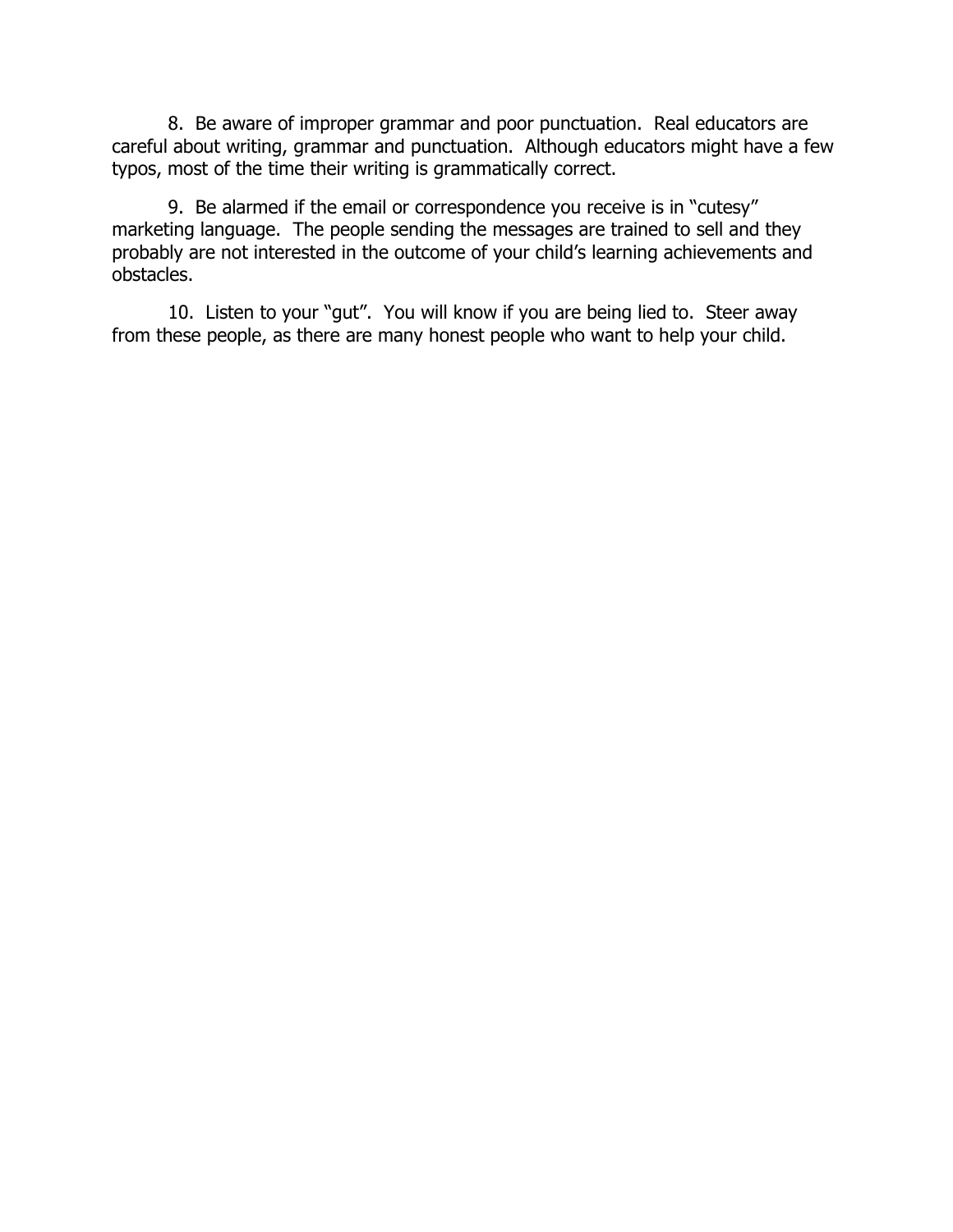8. Be aware of improper grammar and poor punctuation. Real educators are careful about writing, grammar and punctuation. Although educators might have a few typos, most of the time their writing is grammatically correct.

9. Be alarmed if the email or correspondence you receive is in "cutesy" marketing language. The people sending the messages are trained to sell and they probably are not interested in the outcome of your child's learning achievements and obstacles.

10. Listen to your "gut". You will know if you are being lied to. Steer away from these people, as there are many honest people who want to help your child.